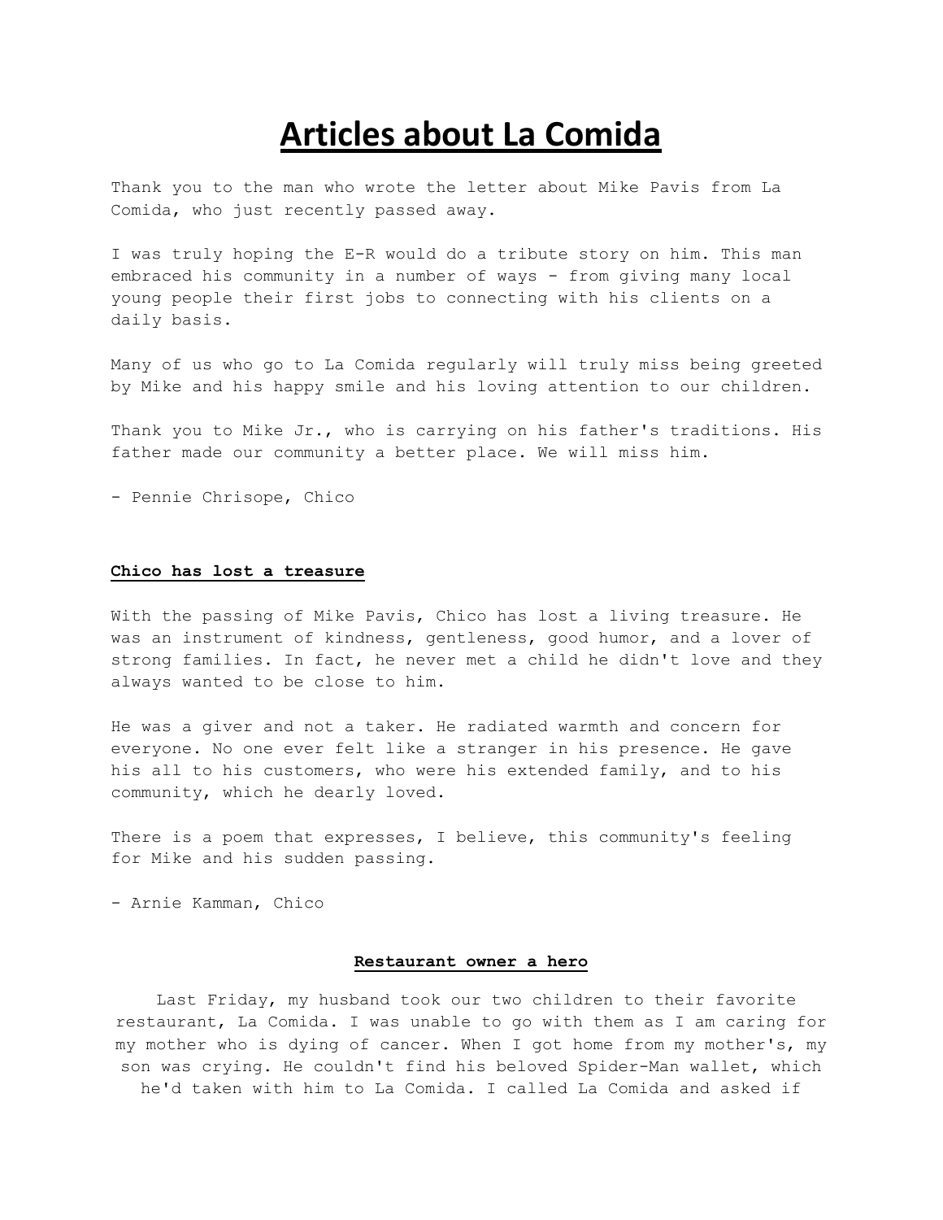# Articles about La Comida

Thank you to the man who wrote the letter about Mike Pavis from La Comida, who just recently passed away.

I was truly hoping the E-R would do a tribute story on him. This man embraced his community in a number of ways - from giving many local young people their first jobs to connecting with his clients on a daily basis.

Many of us who go to La Comida regularly will truly miss being greeted by Mike and his happy smile and his loving attention to our children.

Thank you to Mike Jr., who is carrying on his father's traditions. His father made our community a better place. We will miss him.

- Pennie Chrisope, Chico

**Chico has lost a treasure**

With the passing of Mike Pavis, Chico has lost a living treasure. He was an instrument of kindness, gentleness, good humor, and a lover of strong families. In fact, he never met a child he didn't love and they always wanted to be close to him.

He was a giver and not a taker. He radiated warmth and concern for everyone. No one ever felt like a stranger in his presence. He gave his all to his customers, who were his extended family, and to his community, which he dearly loved.

There is a poem that expresses, I believe, this community's feeling for Mike and his sudden passing.

- Arnie Kamman, Chico

**Restaurant owner a hero**

Last Friday, my husband took our two children to their favorite restaurant, La Comida. I was unable to go with them as I am caring for my mother who is dying of cancer. When I got home from my mother's, my son was crying. He couldn't find his beloved Spider-Man wallet, which he'd taken with him to La Comida. I called La Comida and asked if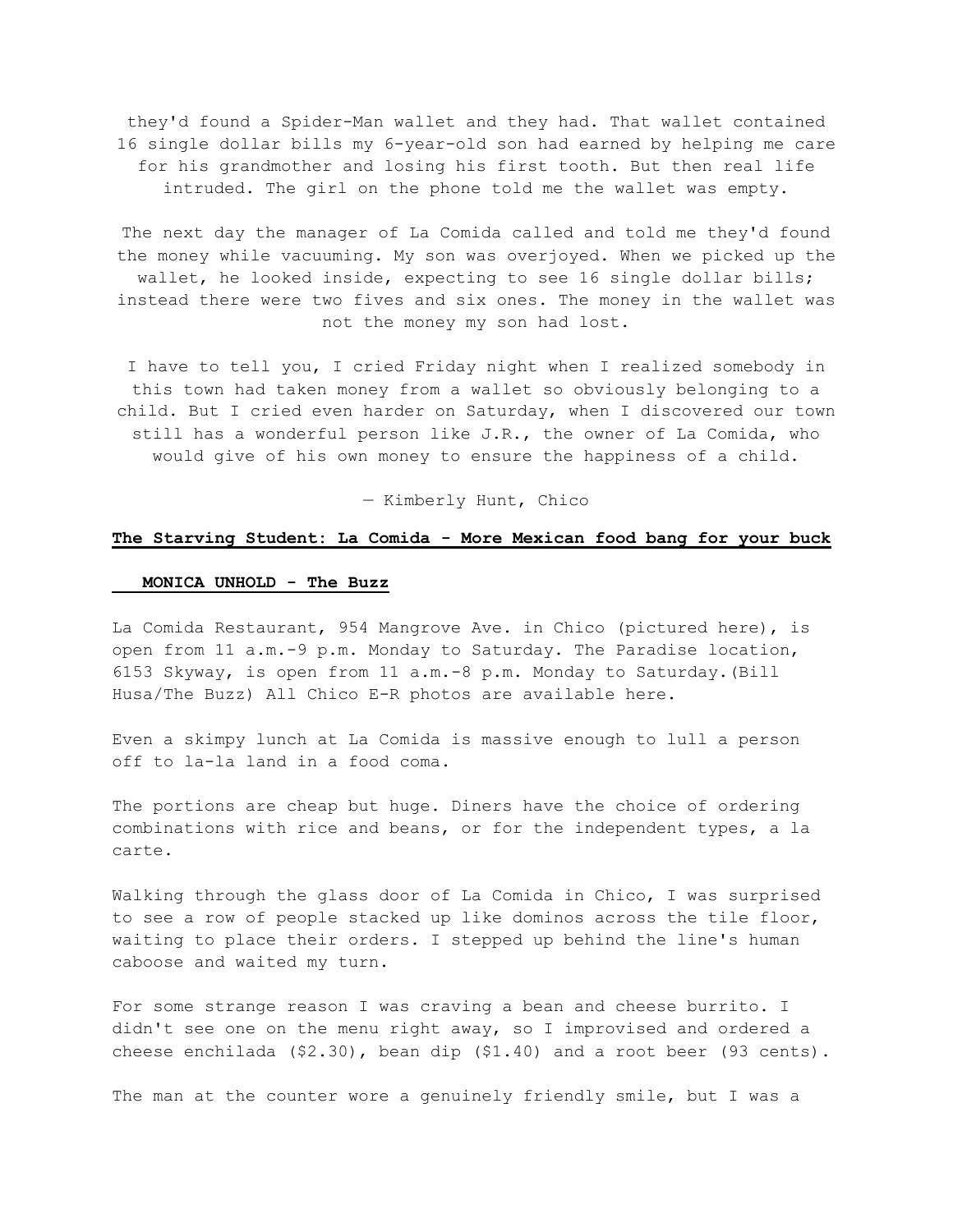they'd found a Spider-Man wallet and they had. That wallet contained 16 single dollar bills my 6-year-old son had earned by helping me care for his grandmother and losing his first tooth. But then real life intruded. The girl on the phone told me the wallet was empty.

The next day the manager of La Comida called and told me they'd found the money while vacuuming. My son was overjoyed. When we picked up the wallet, he looked inside, expecting to see 16 single dollar bills; instead there were two fives and six ones. The money in the wallet was not the money my son had lost.

I have to tell you, I cried Friday night when I realized somebody in this town had taken money from a wallet so obviously belonging to a child. But I cried even harder on Saturday, when I discovered our town still has a wonderful person like J.R., the owner of La Comida, who would give of his own money to ensure the happiness of a child.

— Kimberly Hunt, Chico

**The Starving Student: La Comida - More Mexican food bang for your buck**

**MONICA UNHOLD - The Buzz**

La Comida Restaurant, 954 Mangrove Ave. in Chico (pictured here), is open from 11 a.m.-9 p.m. Monday to Saturday. The Paradise location, 6153 Skyway, is open from 11 a.m.-8 p.m. Monday to Saturday.(Bill Husa/The Buzz) All Chico E-R photos are available here.

Even a skimpy lunch at La Comida is massive enough to lull a person off to la-la land in a food coma.

The portions are cheap but huge. Diners have the choice of ordering combinations with rice and beans, or for the independent types, a la carte.

Walking through the glass door of La Comida in Chico, I was surprised to see a row of people stacked up like dominos across the tile floor, waiting to place their orders. I stepped up behind the line's human caboose and waited my turn.

For some strange reason I was craving a bean and cheese burrito. I didn't see one on the menu right away, so I improvised and ordered a cheese enchilada ($2.30), bean dip ($1.40) and a root beer (93 cents).

The man at the counter wore a genuinely friendly smile, but I was a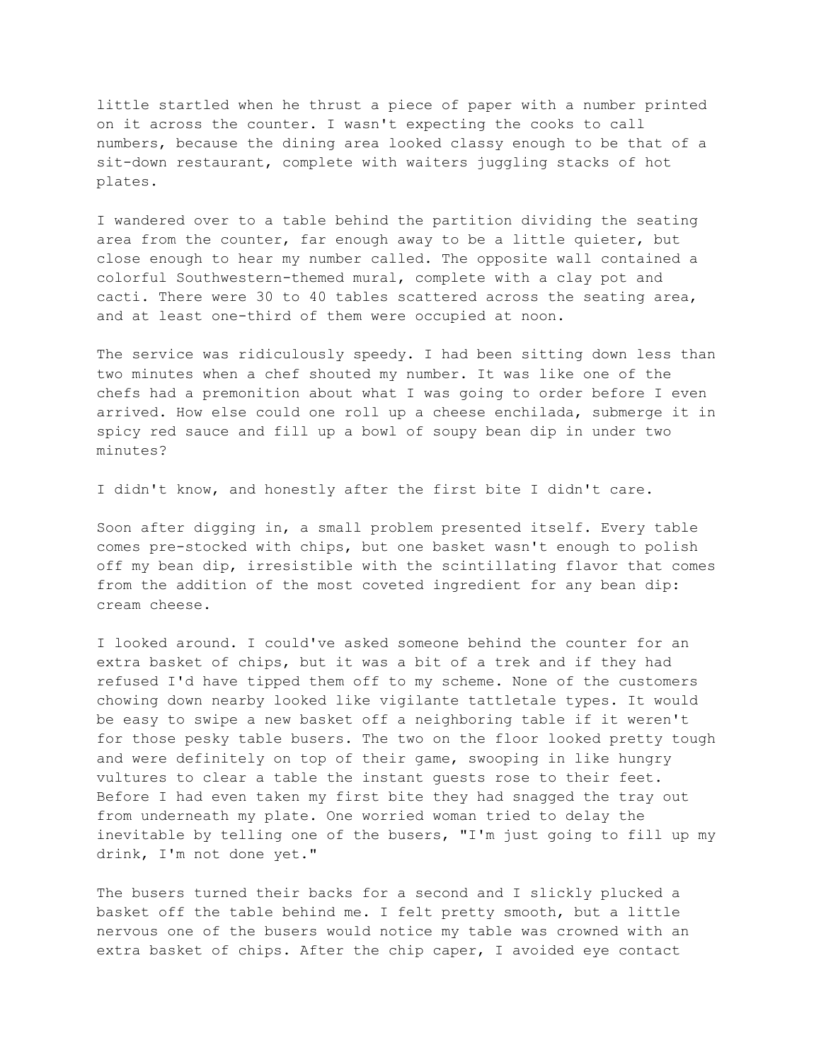little startled when he thrust a piece of paper with a number printed on it across the counter. I wasn't expecting the cooks to call numbers, because the dining area looked classy enough to be that of a sit-down restaurant, complete with waiters juggling stacks of hot plates.

I wandered over to a table behind the partition dividing the seating area from the counter, far enough away to be a little quieter, but close enough to hear my number called. The opposite wall contained a colorful Southwestern-themed mural, complete with a clay pot and cacti. There were 30 to 40 tables scattered across the seating area, and at least one-third of them were occupied at noon.

The service was ridiculously speedy. I had been sitting down less than two minutes when a chef shouted my number. It was like one of the chefs had a premonition about what I was going to order before I even arrived. How else could one roll up a cheese enchilada, submerge it in spicy red sauce and fill up a bowl of soupy bean dip in under two minutes?

I didn't know, and honestly after the first bite I didn't care.

Soon after digging in, a small problem presented itself. Every table comes pre-stocked with chips, but one basket wasn't enough to polish off my bean dip, irresistible with the scintillating flavor that comes from the addition of the most coveted ingredient for any bean dip: cream cheese.

I looked around. I could've asked someone behind the counter for an extra basket of chips, but it was a bit of a trek and if they had refused I'd have tipped them off to my scheme. None of the customers chowing down nearby looked like vigilante tattletale types. It would be easy to swipe a new basket off a neighboring table if it weren't for those pesky table busers. The two on the floor looked pretty tough and were definitely on top of their game, swooping in like hungry vultures to clear a table the instant guests rose to their feet. Before I had even taken my first bite they had snagged the tray out from underneath my plate. One worried woman tried to delay the inevitable by telling one of the busers, "I'm just going to fill up my drink, I'm not done yet."

The busers turned their backs for a second and I slickly plucked a basket off the table behind me. I felt pretty smooth, but a little nervous one of the busers would notice my table was crowned with an extra basket of chips. After the chip caper, I avoided eye contact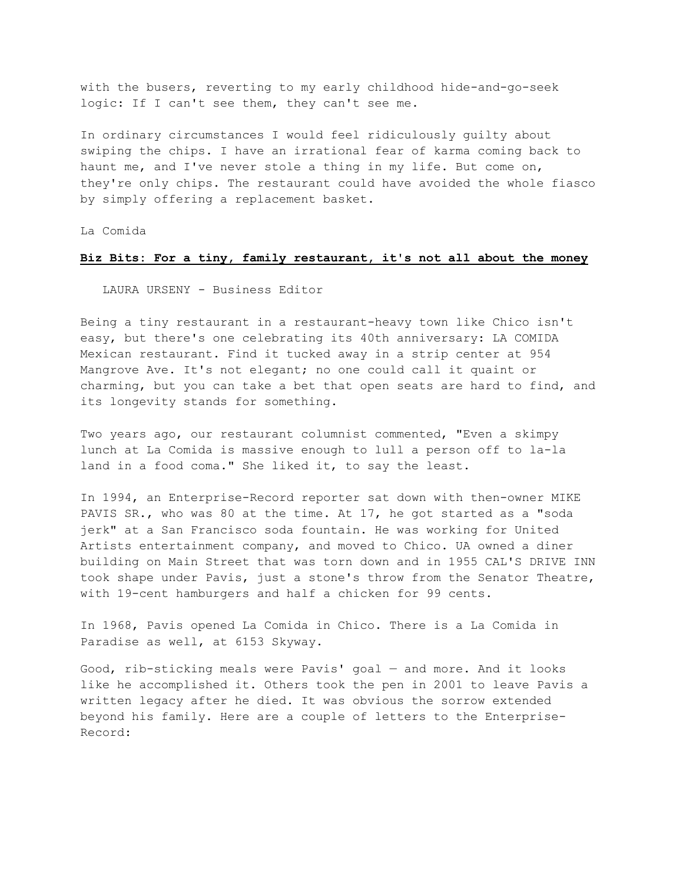with the busers, reverting to my early childhood hide-and-go-seek logic: If I can't see them, they can't see me.

In ordinary circumstances I would feel ridiculously guilty about swiping the chips. I have an irrational fear of karma coming back to haunt me, and I've never stole a thing in my life. But come on, they're only chips. The restaurant could have avoided the whole fiasco by simply offering a replacement basket.

La Comida

## Biz Bits: For a tiny, family restaurant, it's not all about the money

LAURA URSENY - Business Editor

Being a tiny restaurant in a restaurant-heavy town like Chico isn't easy, but there's one celebrating its 40th anniversary: LA COMIDA Mexican restaurant. Find it tucked away in a strip center at 954 Mangrove Ave. It's not elegant; no one could call it quaint or charming, but you can take a bet that open seats are hard to find, and its longevity stands for something.

Two years ago, our restaurant columnist commented, "Even a skimpy lunch at La Comida is massive enough to lull a person off to la-la land in a food coma." She liked it, to say the least.

In 1994, an Enterprise-Record reporter sat down with then-owner MIKE PAVIS SR., who was 80 at the time. At 17, he got started as a "soda jerk" at a San Francisco soda fountain. He was working for United Artists entertainment company, and moved to Chico. UA owned a diner building on Main Street that was torn down and in 1955 CAL'S DRIVE INN took shape under Pavis, just a stone's throw from the Senator Theatre, with 19-cent hamburgers and half a chicken for 99 cents.

In 1968, Pavis opened La Comida in Chico. There is a La Comida in Paradise as well, at 6153 Skyway.

Good, rib-sticking meals were Pavis' goal — and more. And it looks like he accomplished it. Others took the pen in 2001 to leave Pavis a written legacy after he died. It was obvious the sorrow extended beyond his family. Here are a couple of letters to the Enterprise-Record: